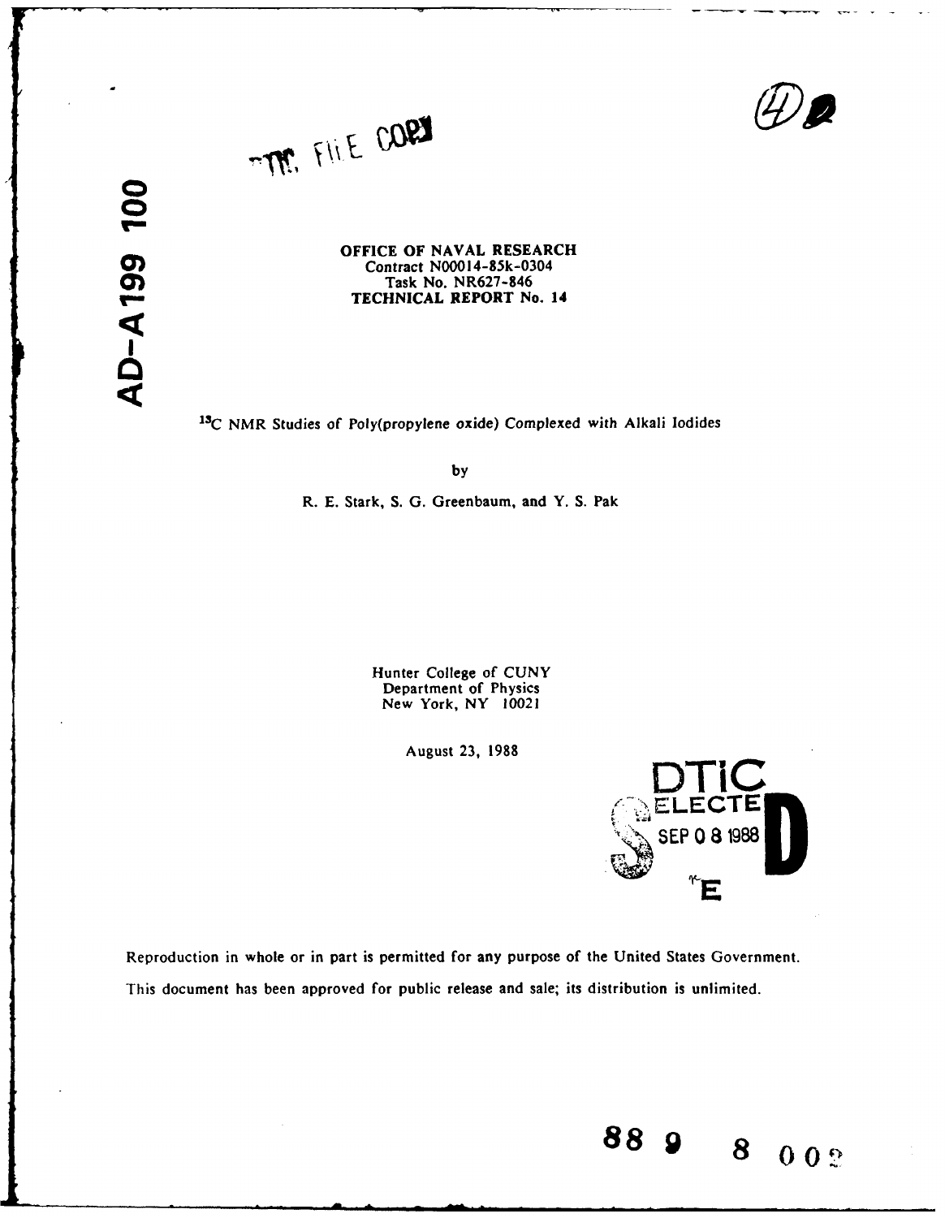DTIC FILE COPY

AD-A199 100

**OFFICE OF NAVAL RESEARCH**
Contract N00014-85k-0304
Task No. NR627-846
**TECHNICAL REPORT No. 14**

$^{13}$C NMR Studies of Poly(propylene oxide) Complexed with Alkali Iodides

by

R. E. Stark, S. G. Greenbaum, and Y. S. Pak

Hunter College of CUNY
Department of Physics
New York, NY 10021

August 23, 1988

DTIC ELECTE SEP 0 8 1988 S E D

Reproduction in whole or in part is permitted for any purpose of the United States Government.

This document has been approved for public release and sale; its distribution is unlimited.

88 9 8 002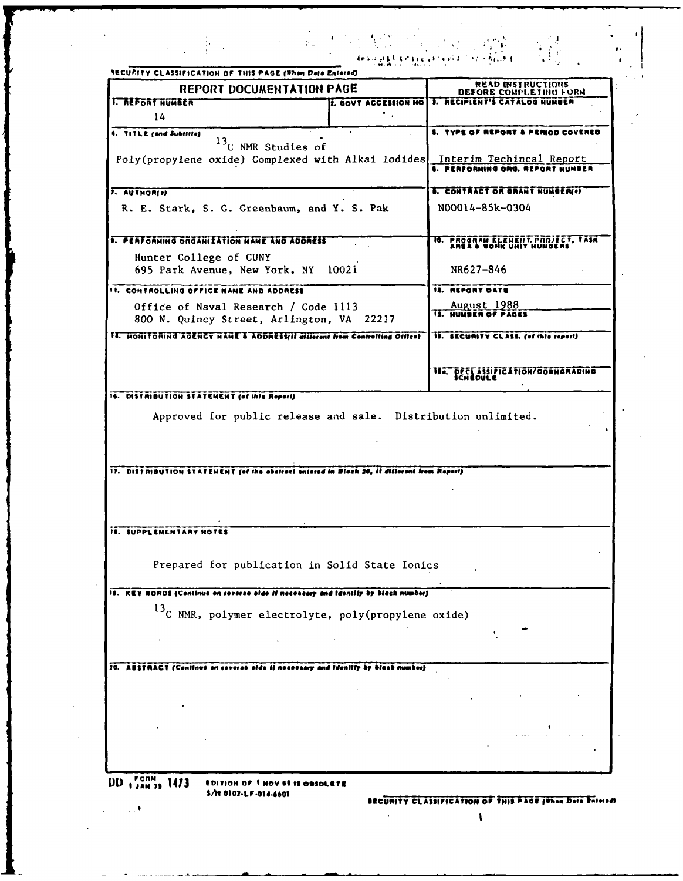SECURITY CLASSIFICATION OF THIS PAGE (When Data Entered)

# REPORT DOCUMENTATION PAGE

READ INSTRUCTIONS BEFORE COMPLETING FORM

| Field | Content |
| --- | --- |
| 1. REPORT NUMBER | 14 |
| 2. GOVT ACCESSION NO. | |
| 3. RECIPIENT'S CATALOG NUMBER | |
| 4. TITLE (and Subtitle) | $^{13}C$ NMR Studies of Poly(propylene oxide) Complexed with Alkai Iodides |
| 5. TYPE OF REPORT & PERIOD COVERED | Interim Techincal Report |
| 6. PERFORMING ORG. REPORT NUMBER | |
| 7. AUTHOR(s) | R. E. Stark, S. G. Greenbaum, and Y. S. Pak |
| 8. CONTRACT OR GRANT NUMBER(s) | N00014-85k-0304 |
| 9. PERFORMING ORGANIZATION NAME AND ADDRESS | Hunter College of CUNY<br>695 Park Avenue, New York, NY 10021 |
| 10. PROGRAM ELEMENT, PROJECT, TASK AREA & WORK UNIT NUMBERS | NR627-846 |
| 11. CONTROLLING OFFICE NAME AND ADDRESS | Office of Naval Research / Code 1113<br>800 N. Quincy Street, Arlington, VA 22217 |
| 12. REPORT DATE | August 1988 |
| 13. NUMBER OF PAGES | |
| 14. MONITORING AGENCY NAME & ADDRESS (if different from Controlling Office) | |
| 15. SECURITY CLASS. (of this report) | |
| 15a. DECLASSIFICATION/DOWNGRADING SCHEDULE | |

**16. DISTRIBUTION STATEMENT (of this Report)**

Approved for public release and sale. Distribution unlimited.

**17. DISTRIBUTION STATEMENT (of the abstract entered in Block 20, if different from Report)**

**18. SUPPLEMENTARY NOTES**

Prepared for publication in Solid State Ionics

**19. KEY WORDS (Continue on reverse side if necessary and identify by block number)**

$^{13}C$ NMR, polymer electrolyte, poly(propylene oxide)

**20. ABSTRACT (Continue on reverse side if necessary and identify by block number)**

DD FORM 1473 1 JAN 73 EDITION OF 1 NOV 65 IS OBSOLETE
S/N 0102-LF-014-6601

SECURITY CLASSIFICATION OF THIS PAGE (When Data Entered)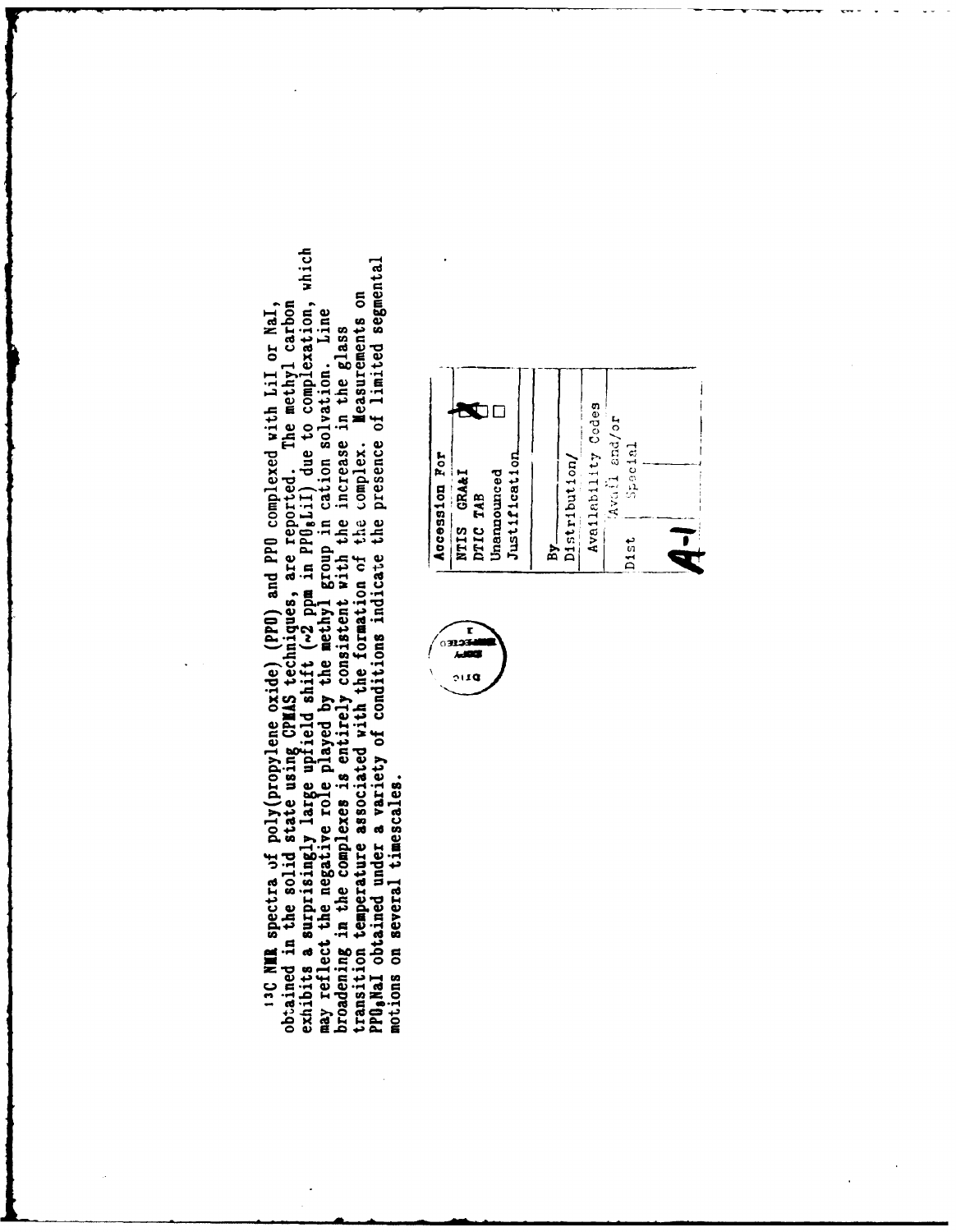$^{13}C$ NMR spectra of poly(propylene oxide) (PPO) and PPO complexed with LiI or NaI, obtained in the solid state using CPMAS techniques, are reported. The methyl carbon exhibits a surprisingly large upfield shift (~2 ppm in $PPO_8LiI$) due to complexation, which may reflect the negative role played by the methyl group in cation solvation. Line broadening in the complexes is entirely consistent with the increase in the glass transition temperature associated with the formation of the complex. Measurements on $PPO_8NaI$ obtained under a variety of conditions indicate the presence of limited segmental motions on several timescales.

| Accession For | |
|---|---|
| NTIS GRA&I | X |
| DTIC TAB | ☐ |
| Unannounced | ☐ |
| Justification | |
| By | |
| Distribution/ | |
| Availability Codes | |
| Dist | Avail and/or Special |
| A-1 | |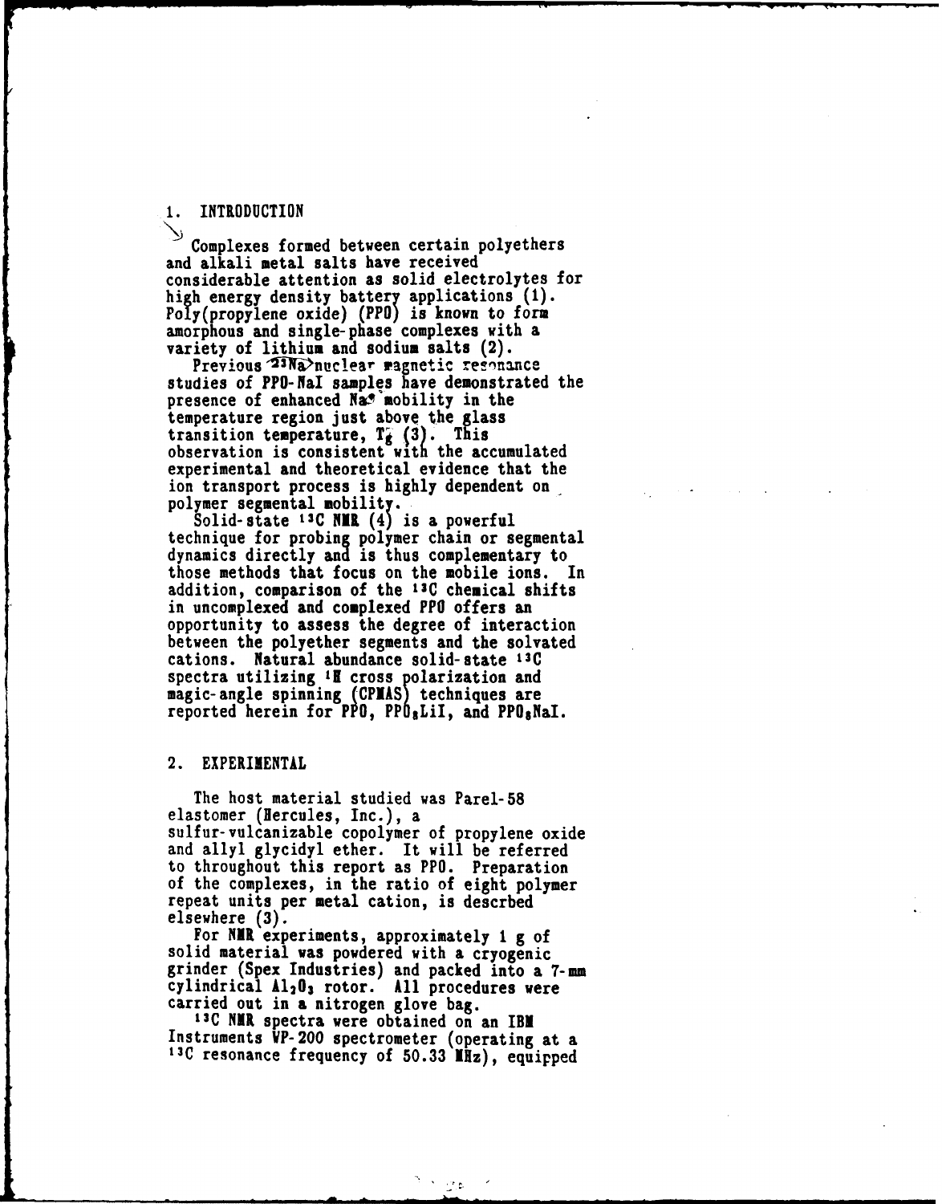## 1. INTRODUCTION

Complexes formed between certain polyethers and alkali metal salts have received considerable attention as solid electrolytes for high energy density battery applications (1). Poly(propylene oxide) (PPO) is known to form amorphous and single-phase complexes with a variety of lithium and sodium salts (2).

Previous $^{23}Na$ nuclear magnetic resonance studies of PPO-NaI samples have demonstrated the presence of enhanced $Na^+$ mobility in the temperature region just above the glass transition temperature, $T_g$ (3). This observation is consistent with the accumulated experimental and theoretical evidence that the ion transport process is highly dependent on polymer segmental mobility.

Solid-state $^{13}C$ NMR (4) is a powerful technique for probing polymer chain or segmental dynamics directly and is thus complementary to those methods that focus on the mobile ions. In addition, comparison of the $^{13}C$ chemical shifts in uncomplexed and complexed PPO offers an opportunity to assess the degree of interaction between the polyether segments and the solvated cations. Natural abundance solid-state $^{13}C$ spectra utilizing $^1H$ cross polarization and magic-angle spinning (CPMAS) techniques are reported herein for PPO, $PPO_8LiI$, and $PPO_8NaI$.

## 2. EXPERIMENTAL

The host material studied was Parel-58 elastomer (Hercules, Inc.), a sulfur-vulcanizable copolymer of propylene oxide and allyl glycidyl ether. It will be referred to throughout this report as PPO. Preparation of the complexes, in the ratio of eight polymer repeat units per metal cation, is descrbed elsewhere (3).

For NMR experiments, approximately 1 g of solid material was powdered with a cryogenic grinder (Spex Industries) and packed into a 7-mm cylindrical $Al_2O_3$ rotor. All procedures were carried out in a nitrogen glove bag.

$^{13}C$ NMR spectra were obtained on an IBM Instruments WP-200 spectrometer (operating at a $^{13}C$ resonance frequency of 50.33 MHz), equipped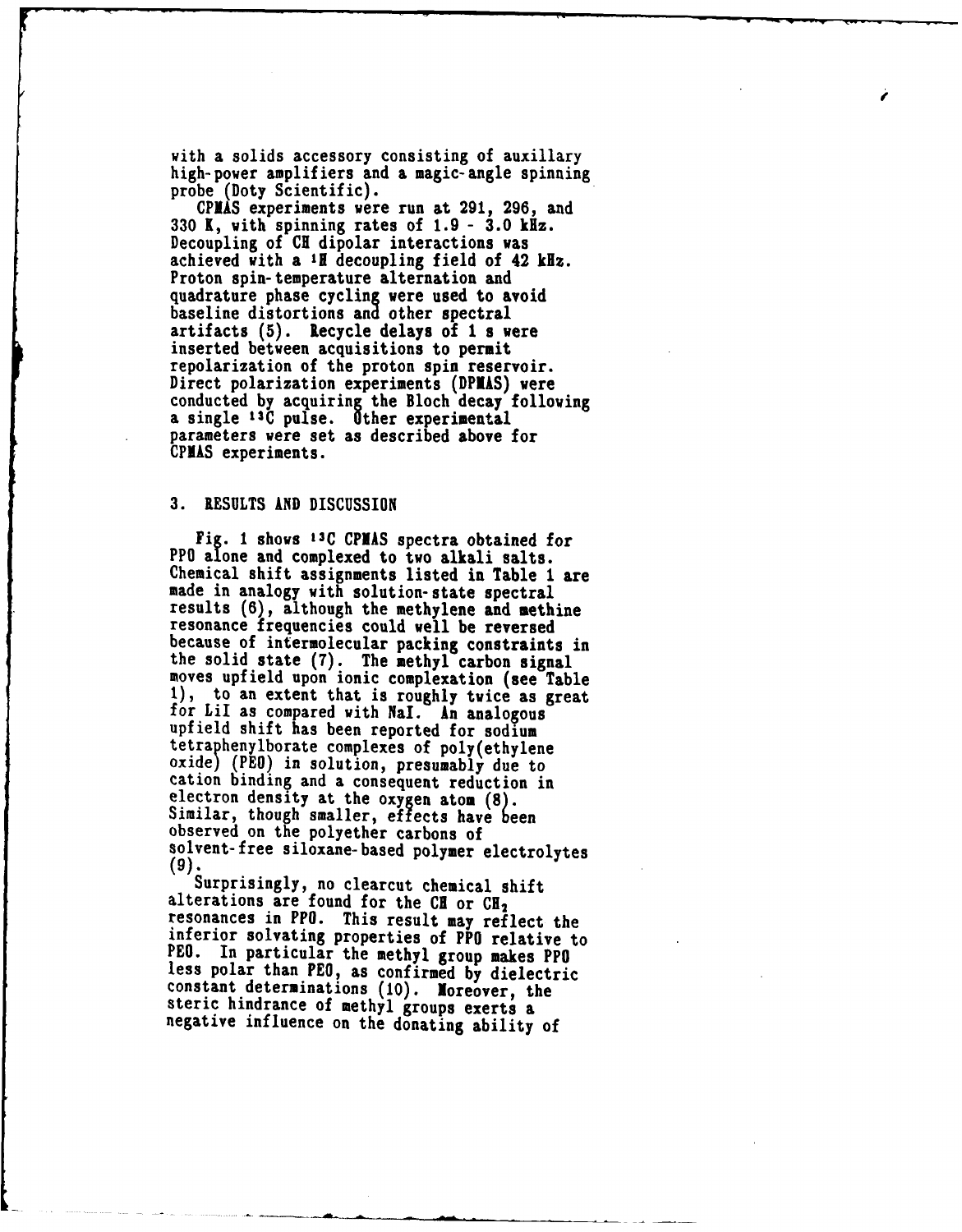with a solids accessory consisting of auxillary high-power amplifiers and a magic-angle spinning probe (Doty Scientific).

CPMAS experiments were run at 291, 296, and 330 K, with spinning rates of 1.9 - 3.0 kHz. Decoupling of CH dipolar interactions was achieved with a $^{1}H$ decoupling field of 42 kHz. Proton spin-temperature alternation and quadrature phase cycling were used to avoid baseline distortions and other spectral artifacts (5). Recycle delays of 1 s were inserted between acquisitions to permit repolarization of the proton spin reservoir. Direct polarization experiments (DPMAS) were conducted by acquiring the Bloch decay following a single $^{13}C$ pulse. Other experimental parameters were set as described above for CPMAS experiments.

## 3. RESULTS AND DISCUSSION

Fig. 1 shows $^{13}C$ CPMAS spectra obtained for PPO alone and complexed to two alkali salts. Chemical shift assignments listed in Table 1 are made in analogy with solution-state spectral results (6), although the methylene and methine resonance frequencies could well be reversed because of intermolecular packing constraints in the solid state (7). The methyl carbon signal moves upfield upon ionic complexation (see Table 1), to an extent that is roughly twice as great for LiI as compared with NaI. An analogous upfield shift has been reported for sodium tetraphenylborate complexes of poly(ethylene oxide) (PEO) in solution, presumably due to cation binding and a consequent reduction in electron density at the oxygen atom (8). Similar, though smaller, effects have been observed on the polyether carbons of solvent-free siloxane-based polymer electrolytes (9).

Surprisingly, no clearcut chemical shift alterations are found for the CH or $CH_2$ resonances in PPO. This result may reflect the inferior solvating properties of PPO relative to PEO. In particular the methyl group makes PPO less polar than PEO, as confirmed by dielectric constant determinations (10). Moreover, the steric hindrance of methyl groups exerts a negative influence on the donating ability of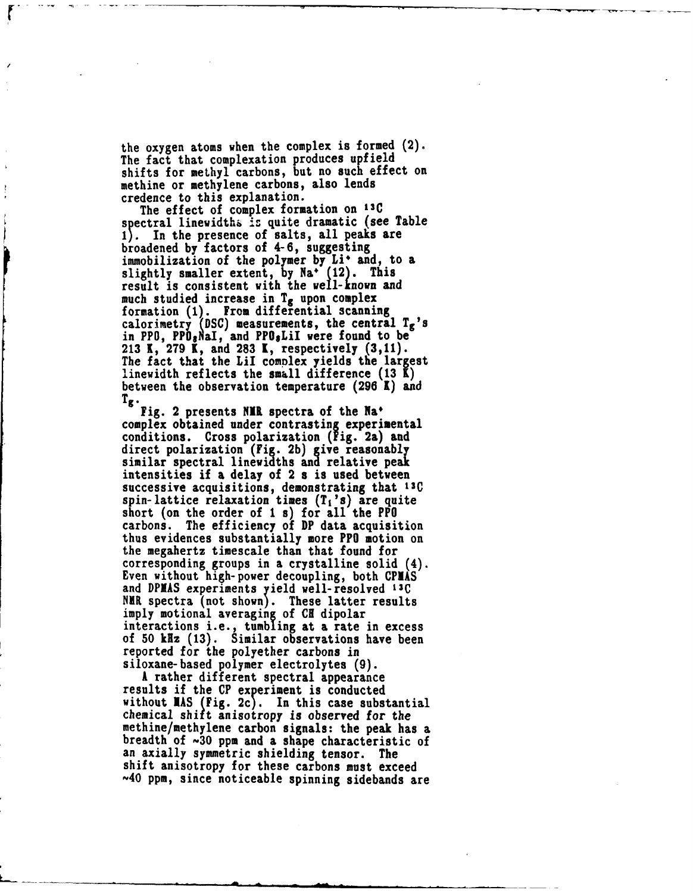the oxygen atoms when the complex is formed (2). The fact that complexation produces upfield shifts for methyl carbons, but no such effect on methine or methylene carbons, also lends credence to this explanation.

The effect of complex formation on $^{13}C$ spectral linewidths is quite dramatic (see Table 1). In the presence of salts, all peaks are broadened by factors of 4-6, suggesting immobilization of the polymer by $Li^{+}$ and, to a slightly smaller extent, by $Na^{+}$ (12). This result is consistent with the well-known and much studied increase in $T_g$ upon complex formation (1). From differential scanning calorimetry (DSC) measurements, the central $T_g$'s in PPO, $PPO_8NaI$, and $PPO_8LiI$ were found to be 213 K, 279 K, and 283 K, respectively (3,11). The fact that the LiI complex yields the largest linewidth reflects the small difference (13 K) between the observation temperature (296 K) and $T_g$.

Fig. 2 presents NMR spectra of the $Na^{+}$ complex obtained under contrasting experimental conditions. Cross polarization (Fig. 2a) and direct polarization (Fig. 2b) give reasonably similar spectral linewidths and relative peak intensities if a delay of 2 s is used between successive acquisitions, demonstrating that $^{13}C$ spin-lattice relaxation times ($T_1$'s) are quite short (on the order of 1 s) for all the PPO carbons. The efficiency of DP data acquisition thus evidences substantially more PPO motion on the megahertz timescale than that found for corresponding groups in a crystalline solid (4). Even without high-power decoupling, both CPMAS and DPMAS experiments yield well-resolved $^{13}C$ NMR spectra (not shown). These latter results imply motional averaging of CH dipolar interactions i.e., tumbling at a rate in excess of 50 kHz (13). Similar observations have been reported for the polyether carbons in siloxane-based polymer electrolytes (9).

A rather different spectral appearance results if the CP experiment is conducted without MAS (Fig. 2c). In this case substantial chemical shift anisotropy is observed for the methine/methylene carbon signals: the peak has a breadth of ~30 ppm and a shape characteristic of an axially symmetric shielding tensor. The shift anisotropy for these carbons must exceed ~40 ppm, since noticeable spinning sidebands are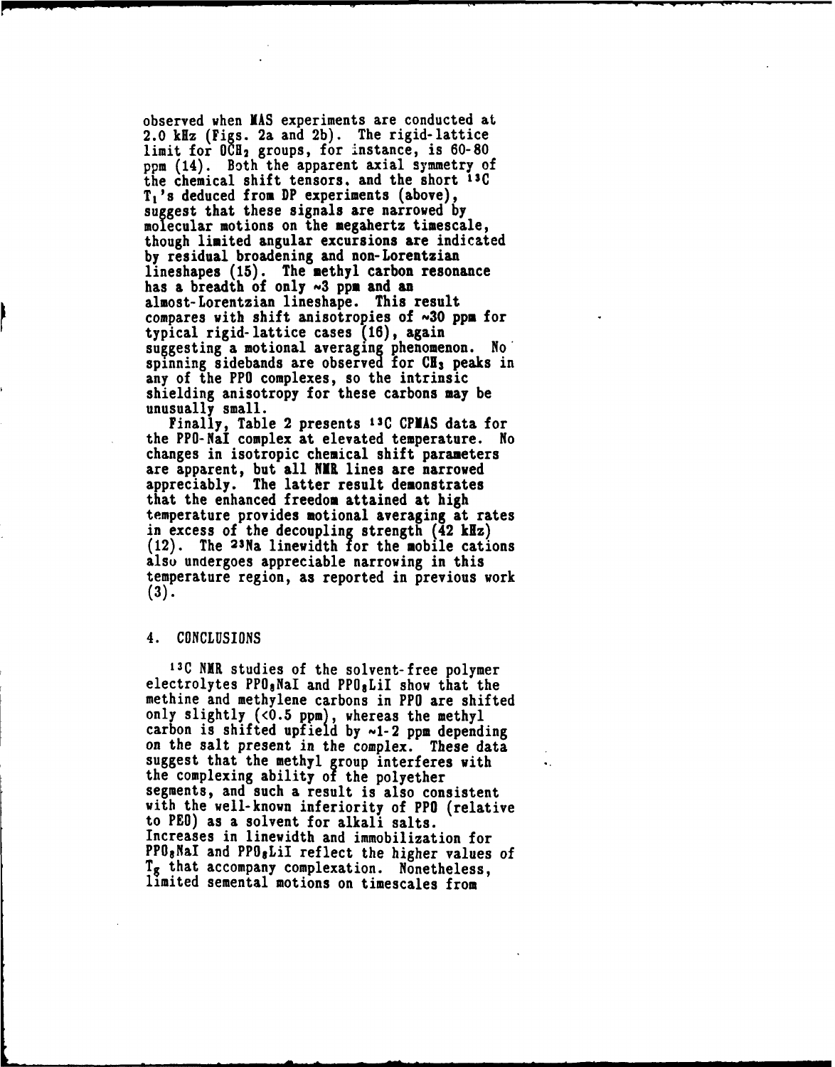observed when MAS experiments are conducted at 2.0 kHz (Figs. 2a and 2b). The rigid-lattice limit for $OCH_2$ groups, for instance, is 60-80 ppm (14). Both the apparent axial symmetry of the chemical shift tensors, and the short $^{13}C$ $T_1$'s deduced from DP experiments (above), suggest that these signals are narrowed by molecular motions on the megahertz timescale, though limited angular excursions are indicated by residual broadening and non-Lorentzian lineshapes (15). The methyl carbon resonance has a breadth of only ~3 ppm and an almost-Lorentzian lineshape. This result compares with shift anisotropies of ~30 ppm for typical rigid-lattice cases (16), again suggesting a motional averaging phenomenon. No spinning sidebands are observed for $CH_3$ peaks in any of the PPO complexes, so the intrinsic shielding anisotropy for these carbons may be unusually small.

Finally, Table 2 presents $^{13}C$ CPMAS data for the PPO-NaI complex at elevated temperature. No changes in isotropic chemical shift parameters are apparent, but all NMR lines are narrowed appreciably. The latter result demonstrates that the enhanced freedom attained at high temperature provides motional averaging at rates in excess of the decoupling strength (42 kHz) (12). The $^{23}Na$ linewidth for the mobile cations also undergoes appreciable narrowing in this temperature region, as reported in previous work (3).

## 4. CONCLUSIONS

$^{13}C$ NMR studies of the solvent-free polymer electrolytes $PPO_8NaI$ and $PPO_8LiI$ show that the methine and methylene carbons in PPO are shifted only slightly (<0.5 ppm), whereas the methyl carbon is shifted upfield by ~1-2 ppm depending on the salt present in the complex. These data suggest that the methyl group interferes with the complexing ability of the polyether segments, and such a result is also consistent with the well-known inferiority of PPO (relative to PEO) as a solvent for alkali salts. Increases in linewidth and immobilization for $PPO_8NaI$ and $PPO_8LiI$ reflect the higher values of $T_g$ that accompany complexation. Nonetheless, limited semental motions on timescales from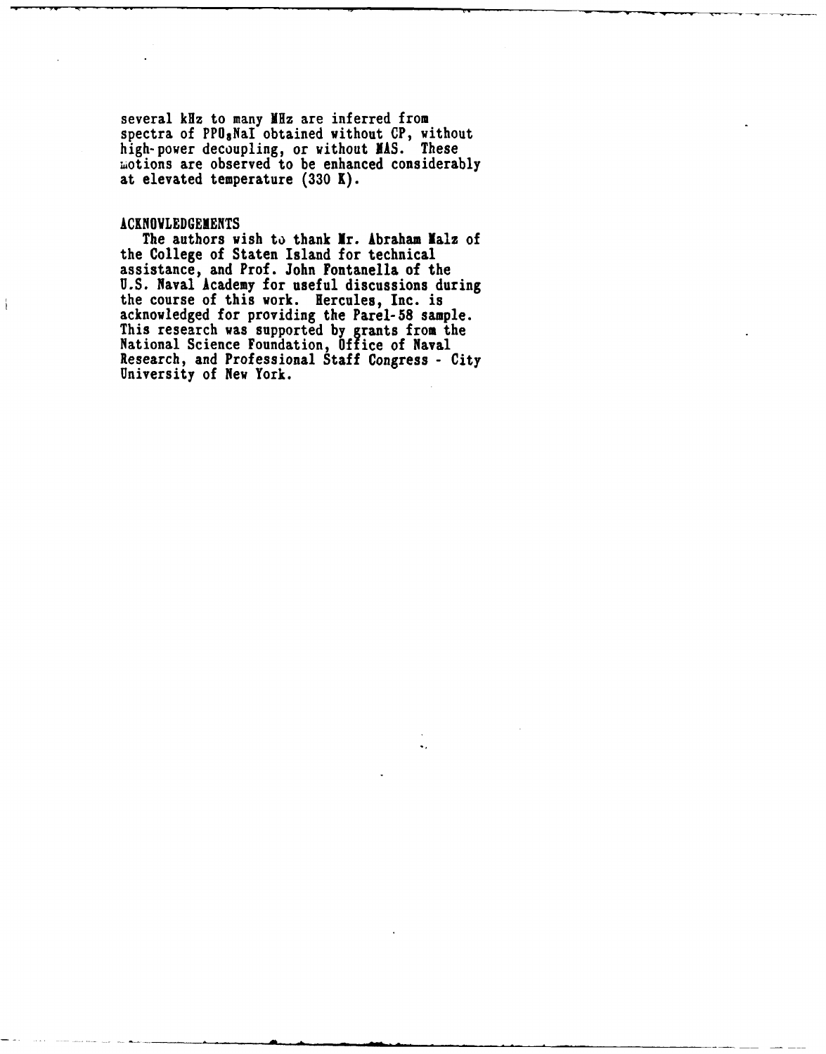several kHz to many MHz are inferred from spectra of $PPO_8NaI$ obtained without CP, without high-power decoupling, or without MAS. These motions are observed to be enhanced considerably at elevated temperature (330 K).

## ACKNOWLEDGEMENTS

The authors wish to thank Mr. Abraham Malz of the College of Staten Island for technical assistance, and Prof. John Fontanella of the U.S. Naval Academy for useful discussions during the course of this work. Hercules, Inc. is acknowledged for providing the Parel-58 sample. This research was supported by grants from the National Science Foundation, Office of Naval Research, and Professional Staff Congress - City University of New York.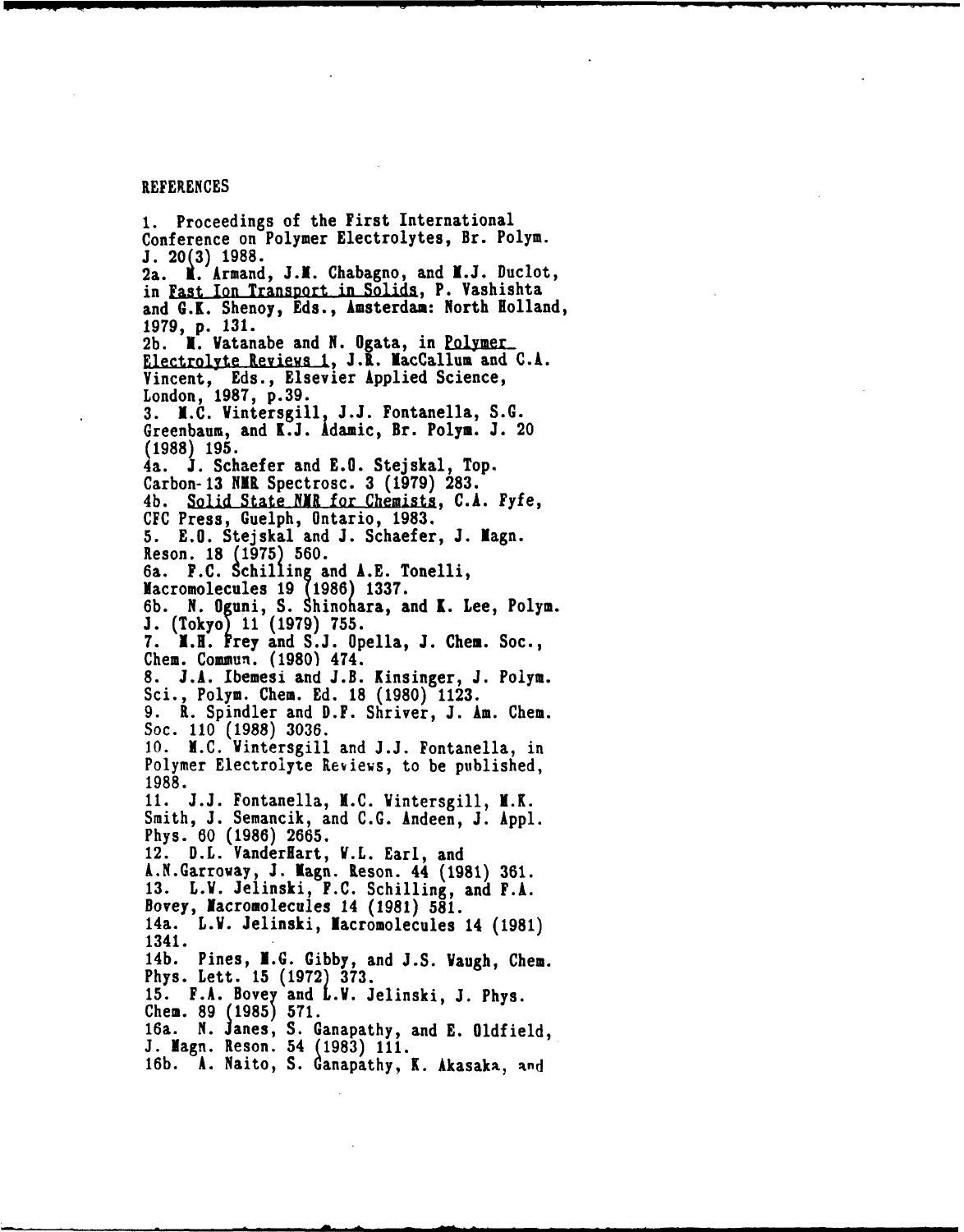## REFERENCES

1. Proceedings of the First International Conference on Polymer Electrolytes, Br. Polym. J. 20(3) 1988.

2a. M. Armand, J.M. Chabagno, and M.J. Duclot, in Fast Ion Transport in Solids, P. Vashishta and G.K. Shenoy, Eds., Amsterdam: North Holland, 1979, p. 131.

2b. M. Watanabe and N. Ogata, in Polymer Electrolyte Reviews 1, J.R. MacCallum and C.A. Vincent, Eds., Elsevier Applied Science, London, 1987, p.39.

3. M.C. Wintersgill, J.J. Fontanella, S.G. Greenbaum, and K.J. Adamic, Br. Polym. J. 20 (1988) 195.

4a. J. Schaefer and E.O. Stejskal, Top. Carbon-13 NMR Spectrosc. 3 (1979) 283.

4b. Solid State NMR for Chemists, C.A. Fyfe, CFC Press, Guelph, Ontario, 1983.

5. E.O. Stejskal and J. Schaefer, J. Magn. Reson. 18 (1975) 560.

6a. F.C. Schilling and A.E. Tonelli, Macromolecules 19 (1986) 1337.

6b. N. Oguni, S. Shinohara, and K. Lee, Polym. J. (Tokyo) 11 (1979) 755.

7. M.H. Frey and S.J. Opella, J. Chem. Soc., Chem. Commun. (1980) 474.

8. J.A. Ibemesi and J.B. Kinsinger, J. Polym. Sci., Polym. Chem. Ed. 18 (1980) 1123.

9. R. Spindler and D.F. Shriver, J. Am. Chem. Soc. 110 (1988) 3036.

10. M.C. Wintersgill and J.J. Fontanella, in Polymer Electrolyte Reviews, to be published, 1988.

11. J.J. Fontanella, M.C. Wintersgill, M.K. Smith, J. Semancik, and C.G. Andeen, J. Appl. Phys. 60 (1986) 2665.

12. D.L. VanderHart, W.L. Earl, and A.N.Garroway, J. Magn. Reson. 44 (1981) 361.

13. L.W. Jelinski, F.C. Schilling, and F.A. Bovey, Macromolecules 14 (1981) 581.

14a. L.W. Jelinski, Macromolecules 14 (1981) 1341.

14b. Pines, M.G. Gibby, and J.S. Waugh, Chem. Phys. Lett. 15 (1972) 373.

15. F.A. Bovey and L.W. Jelinski, J. Phys. Chem. 89 (1985) 571.

16a. N. Janes, S. Ganapathy, and E. Oldfield, J. Magn. Reson. 54 (1983) 111.

16b. A. Naito, S. Ganapathy, K. Akasaka, and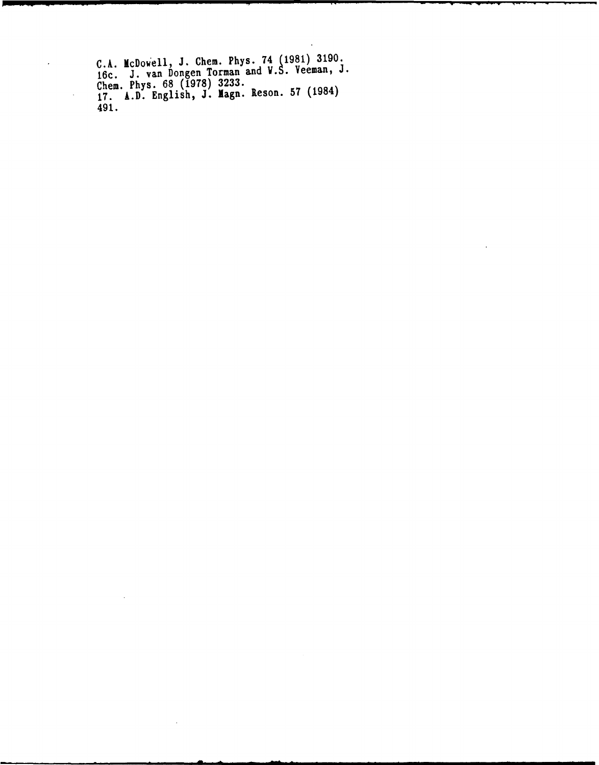C.A. McDowell, J. Chem. Phys. 74 (1981) 3190.
16c. J. van Dongen Torman and V.S. Veeman, J. Chem. Phys. 68 (1978) 3233.
17. A.D. English, J. Magn. Reson. 57 (1984) 491.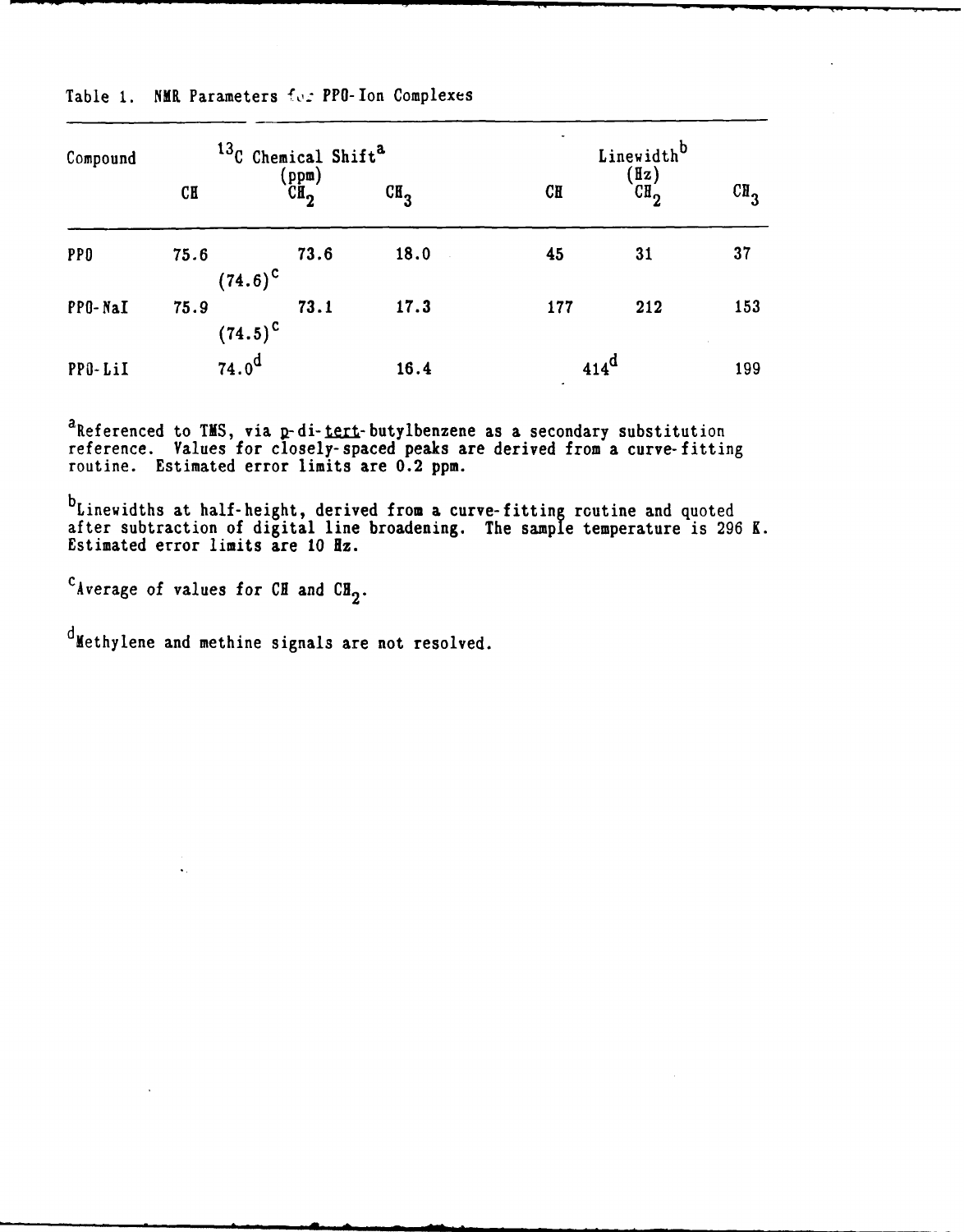Table 1. NMR Parameters for PPO-Ion Complexes

| Compound | $^{13}C$ Chemical Shift[a] (ppm) | | | Linewidth[b] (Hz) | | |
|---|---|---|---|---|---|---|
| | CH | $CH_2$ | $CH_3$ | CH | $CH_2$ | $CH_3$ |
| PPO | 75.6 | 73.6 | 18.0 | 45 | 31 | 37 |
| | (74.6)[c] | | | | | |
| PPO-NaI | 75.9 | 73.1 | 17.3 | 177 | 212 | 153 |
| | (74.5)[c] | | | | | |
| PPO-LiI | 74.0[d] | | 16.4 | 414[d] | | 199 |

[a]Referenced to TMS, via *p*-di-*tert*-butylbenzene as a secondary substitution reference. Values for closely-spaced peaks are derived from a curve-fitting routine. Estimated error limits are 0.2 ppm.

[b]Linewidths at half-height, derived from a curve-fitting routine and quoted after subtraction of digital line broadening. The sample temperature is 296 K. Estimated error limits are 10 Hz.

[c]Average of values for CH and $CH_2$.

[d]Methylene and methine signals are not resolved.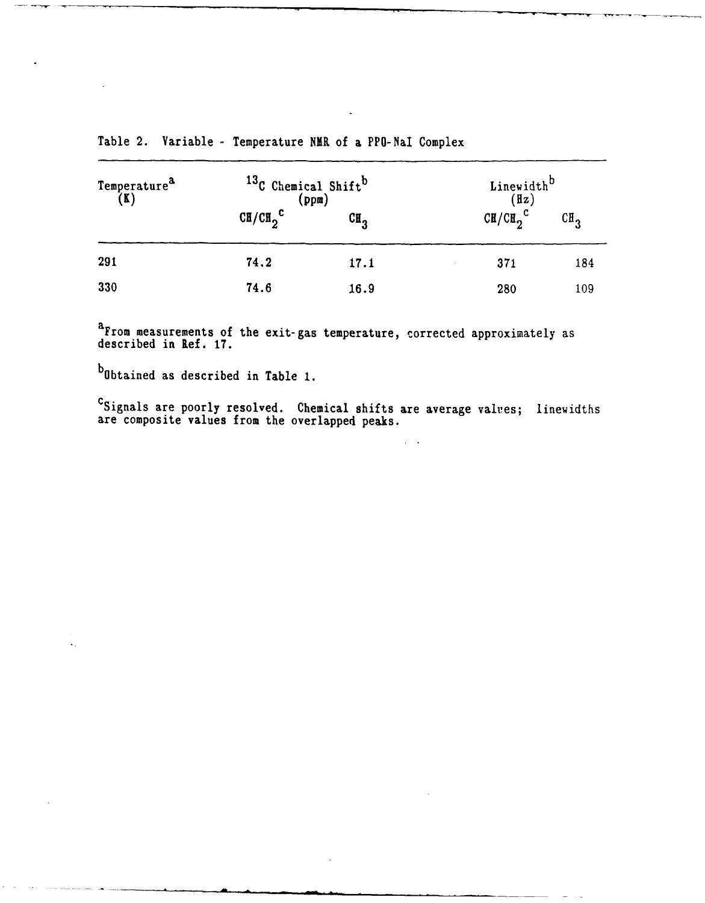Table 2. Variable - Temperature NMR of a PPO-NaI Complex

| Temperature[a] (K) | $^{13}C$ Chemical Shift[b] (ppm) | | Linewidth[b] (Hz) | |
|---|---|---|---|---|
| | $CH/CH_2$[c] | $CH_3$ | $CH/CH_2$[c] | $CH_3$ |
| 291 | 74.2 | 17.1 | 371 | 184 |
| 330 | 74.6 | 16.9 | 280 | 109 |

[a]From measurements of the exit-gas temperature, corrected approximately as described in Ref. 17.

[b]Obtained as described in Table 1.

[c]Signals are poorly resolved. Chemical shifts are average values; linewidths are composite values from the overlapped peaks.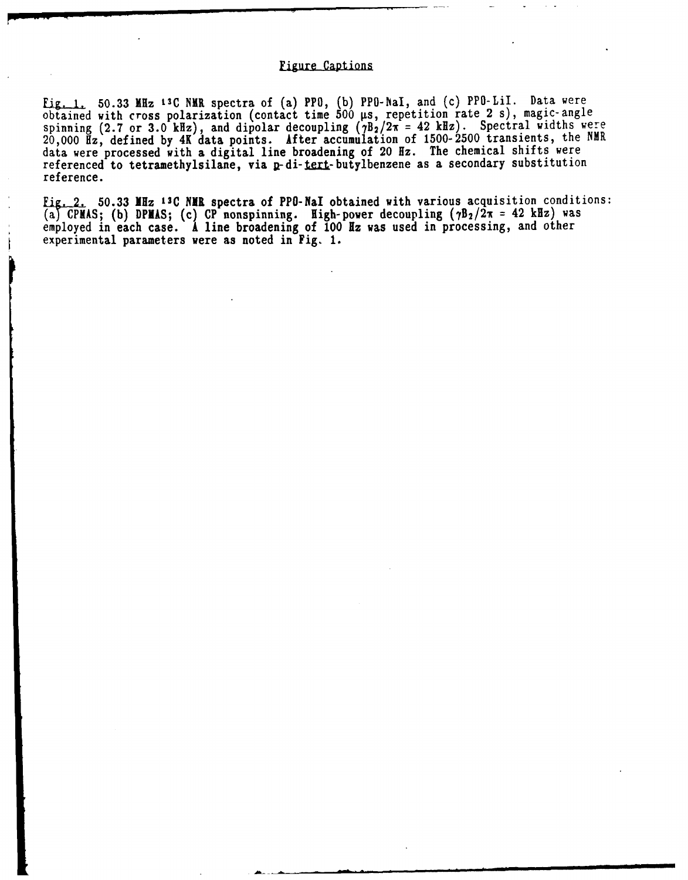## Figure Captions

Fig. 1. 50.33 MHz $^{13}C$ NMR spectra of (a) PPO, (b) PPO-NaI, and (c) PPO-LiI. Data were obtained with cross polarization (contact time 500 μs, repetition rate 2 s), magic-angle spinning (2.7 or 3.0 kHz), and dipolar decoupling ($\gamma B_2/2\pi$ = 42 kHz). Spectral widths were 20,000 Hz, defined by 4K data points. After accumulation of 1500-2500 transients, the NMR data were processed with a digital line broadening of 20 Hz. The chemical shifts were referenced to tetramethylsilane, via *p*-di-*tert*-butylbenzene as a secondary substitution reference.

Fig. 2. 50.33 MHz $^{13}C$ NMR spectra of PPO-NaI obtained with various acquisition conditions: (a) CPMAS; (b) DPMAS; (c) CP nonspinning. High-power decoupling ($\gamma B_2/2\pi$ = 42 kHz) was employed in each case. A line broadening of 100 Hz was used in processing, and other experimental parameters were as noted in Fig. 1.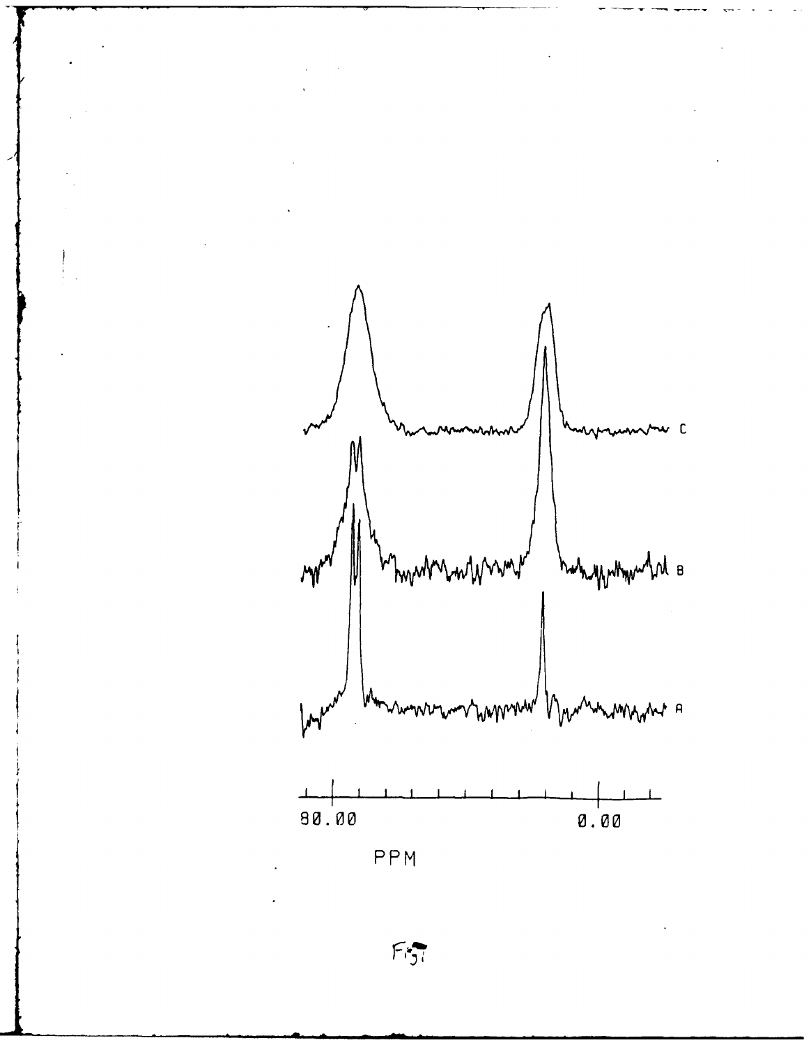80.00 0.00

PPM

Fig 7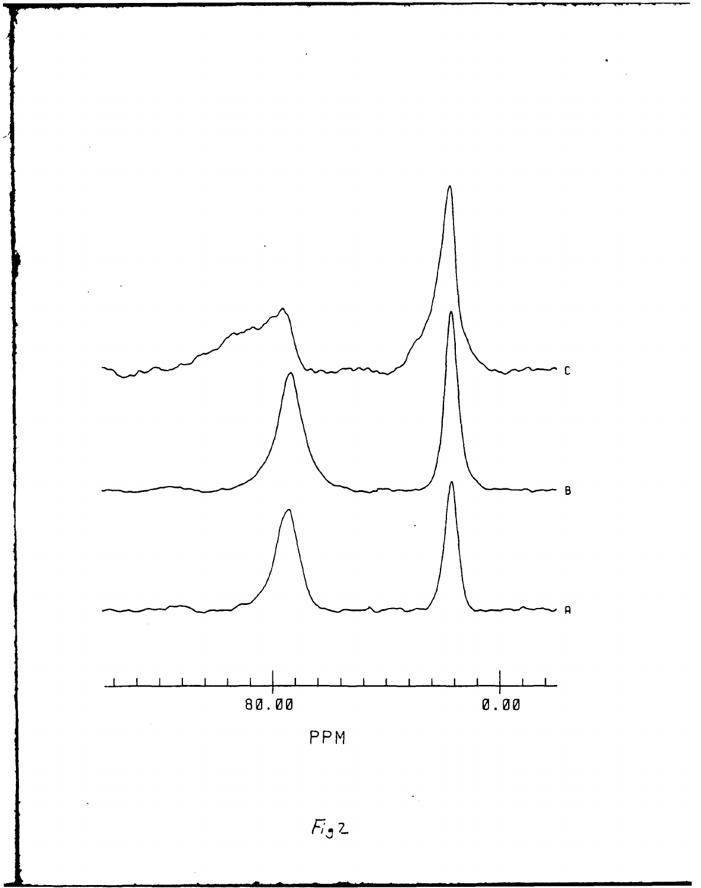C

B

A

80.00

0.00

PPM

Fig 2